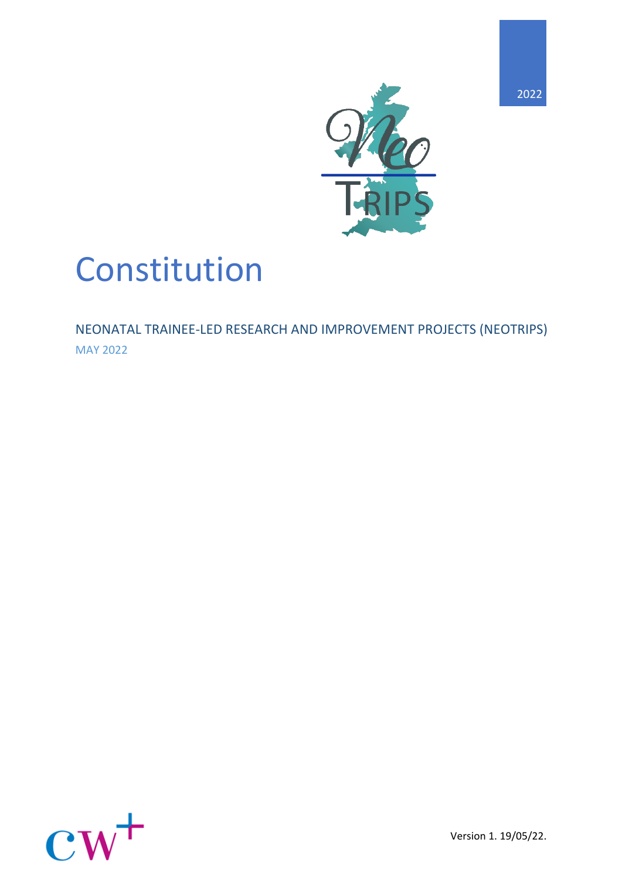2022

Neo TRIPS

# Constitution

NEONATAL TRAINEE-LED RESEARCH AND IMPROVEMENT PROJECTS (NEOTRIPS)

MAY 2022

Version 1. 19/05/22.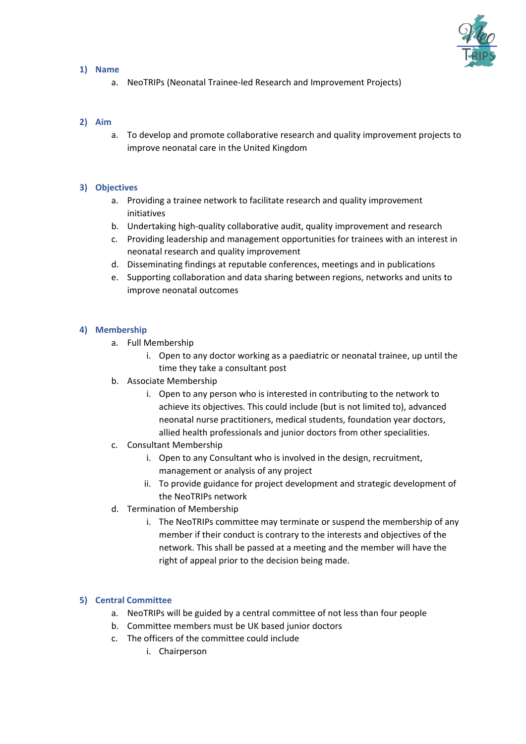## 1) Name

a. NeoTRIPs (Neonatal Trainee-led Research and Improvement Projects)

## 2) Aim

a. To develop and promote collaborative research and quality improvement projects to improve neonatal care in the United Kingdom

## 3) Objectives

a. Providing a trainee network to facilitate research and quality improvement initiatives
b. Undertaking high-quality collaborative audit, quality improvement and research
c. Providing leadership and management opportunities for trainees with an interest in neonatal research and quality improvement
d. Disseminating findings at reputable conferences, meetings and in publications
e. Supporting collaboration and data sharing between regions, networks and units to improve neonatal outcomes

## 4) Membership

a. Full Membership
   i. Open to any doctor working as a paediatric or neonatal trainee, up until the time they take a consultant post
b. Associate Membership
   i. Open to any person who is interested in contributing to the network to achieve its objectives. This could include (but is not limited to), advanced neonatal nurse practitioners, medical students, foundation year doctors, allied health professionals and junior doctors from other specialities.
c. Consultant Membership
   i. Open to any Consultant who is involved in the design, recruitment, management or analysis of any project
   ii. To provide guidance for project development and strategic development of the NeoTRIPs network
d. Termination of Membership
   i. The NeoTRIPs committee may terminate or suspend the membership of any member if their conduct is contrary to the interests and objectives of the network. This shall be passed at a meeting and the member will have the right of appeal prior to the decision being made.

## 5) Central Committee

a. NeoTRIPs will be guided by a central committee of not less than four people
b. Committee members must be UK based junior doctors
c. The officers of the committee could include
   i. Chairperson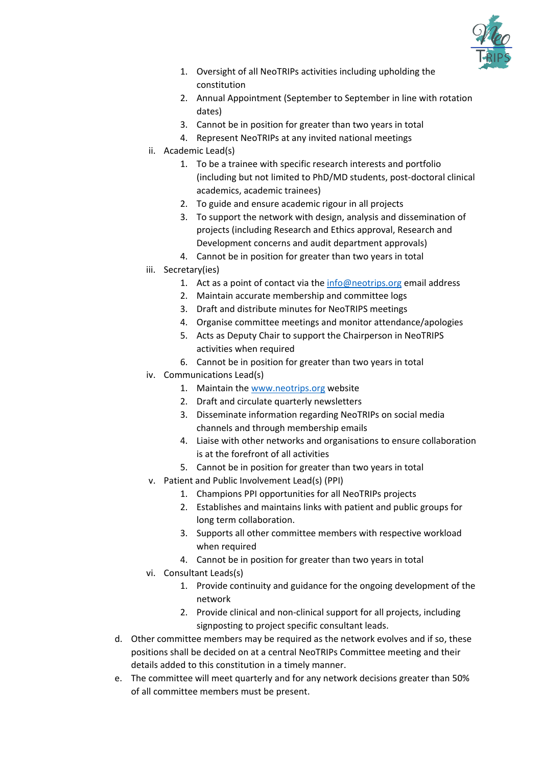1. Oversight of all NeoTRIPs activities including upholding the constitution
2. Annual Appointment (September to September in line with rotation dates)
3. Cannot be in position for greater than two years in total
4. Represent NeoTRIPs at any invited national meetings

ii. Academic Lead(s)

1. To be a trainee with specific research interests and portfolio (including but not limited to PhD/MD students, post-doctoral clinical academics, academic trainees)
2. To guide and ensure academic rigour in all projects
3. To support the network with design, analysis and dissemination of projects (including Research and Ethics approval, Research and Development concerns and audit department approvals)
4. Cannot be in position for greater than two years in total

iii. Secretary(ies)

1. Act as a point of contact via the [info@neotrips.org](mailto:info@neotrips.org) email address
2. Maintain accurate membership and committee logs
3. Draft and distribute minutes for NeoTRIPS meetings
4. Organise committee meetings and monitor attendance/apologies
5. Acts as Deputy Chair to support the Chairperson in NeoTRIPS activities when required
6. Cannot be in position for greater than two years in total

iv. Communications Lead(s)

1. Maintain the [www.neotrips.org](http://www.neotrips.org) website
2. Draft and circulate quarterly newsletters
3. Disseminate information regarding NeoTRIPs on social media channels and through membership emails
4. Liaise with other networks and organisations to ensure collaboration is at the forefront of all activities
5. Cannot be in position for greater than two years in total

v. Patient and Public Involvement Lead(s) (PPI)

1. Champions PPI opportunities for all NeoTRIPs projects
2. Establishes and maintains links with patient and public groups for long term collaboration.
3. Supports all other committee members with respective workload when required
4. Cannot be in position for greater than two years in total

vi. Consultant Leads(s)

1. Provide continuity and guidance for the ongoing development of the network
2. Provide clinical and non-clinical support for all projects, including signposting to project specific consultant leads.

d. Other committee members may be required as the network evolves and if so, these positions shall be decided on at a central NeoTRIPs Committee meeting and their details added to this constitution in a timely manner.

e. The committee will meet quarterly and for any network decisions greater than 50% of all committee members must be present.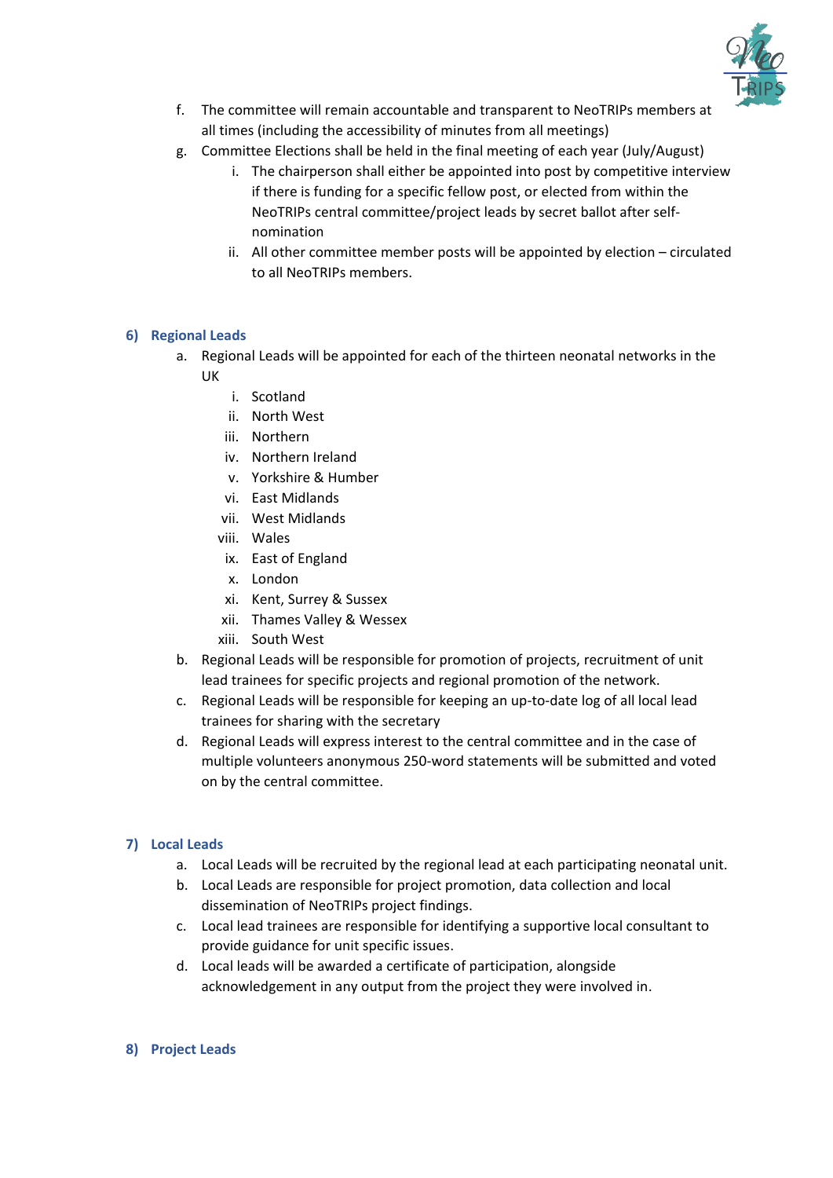f. The committee will remain accountable and transparent to NeoTRIPs members at all times (including the accessibility of minutes from all meetings)

g. Committee Elections shall be held in the final meeting of each year (July/August)

   i. The chairperson shall either be appointed into post by competitive interview if there is funding for a specific fellow post, or elected from within the NeoTRIPs central committee/project leads by secret ballot after self-nomination

   ii. All other committee member posts will be appointed by election – circulated to all NeoTRIPs members.

## 6) Regional Leads

a. Regional Leads will be appointed for each of the thirteen neonatal networks in the UK

   i. Scotland
   ii. North West
   iii. Northern
   iv. Northern Ireland
   v. Yorkshire & Humber
   vi. East Midlands
   vii. West Midlands
   viii. Wales
   ix. East of England
   x. London
   xi. Kent, Surrey & Sussex
   xii. Thames Valley & Wessex
   xiii. South West

b. Regional Leads will be responsible for promotion of projects, recruitment of unit lead trainees for specific projects and regional promotion of the network.

c. Regional Leads will be responsible for keeping an up-to-date log of all local lead trainees for sharing with the secretary

d. Regional Leads will express interest to the central committee and in the case of multiple volunteers anonymous 250-word statements will be submitted and voted on by the central committee.

## 7) Local Leads

a. Local Leads will be recruited by the regional lead at each participating neonatal unit.

b. Local Leads are responsible for project promotion, data collection and local dissemination of NeoTRIPs project findings.

c. Local lead trainees are responsible for identifying a supportive local consultant to provide guidance for unit specific issues.

d. Local leads will be awarded a certificate of participation, alongside acknowledgement in any output from the project they were involved in.

## 8) Project Leads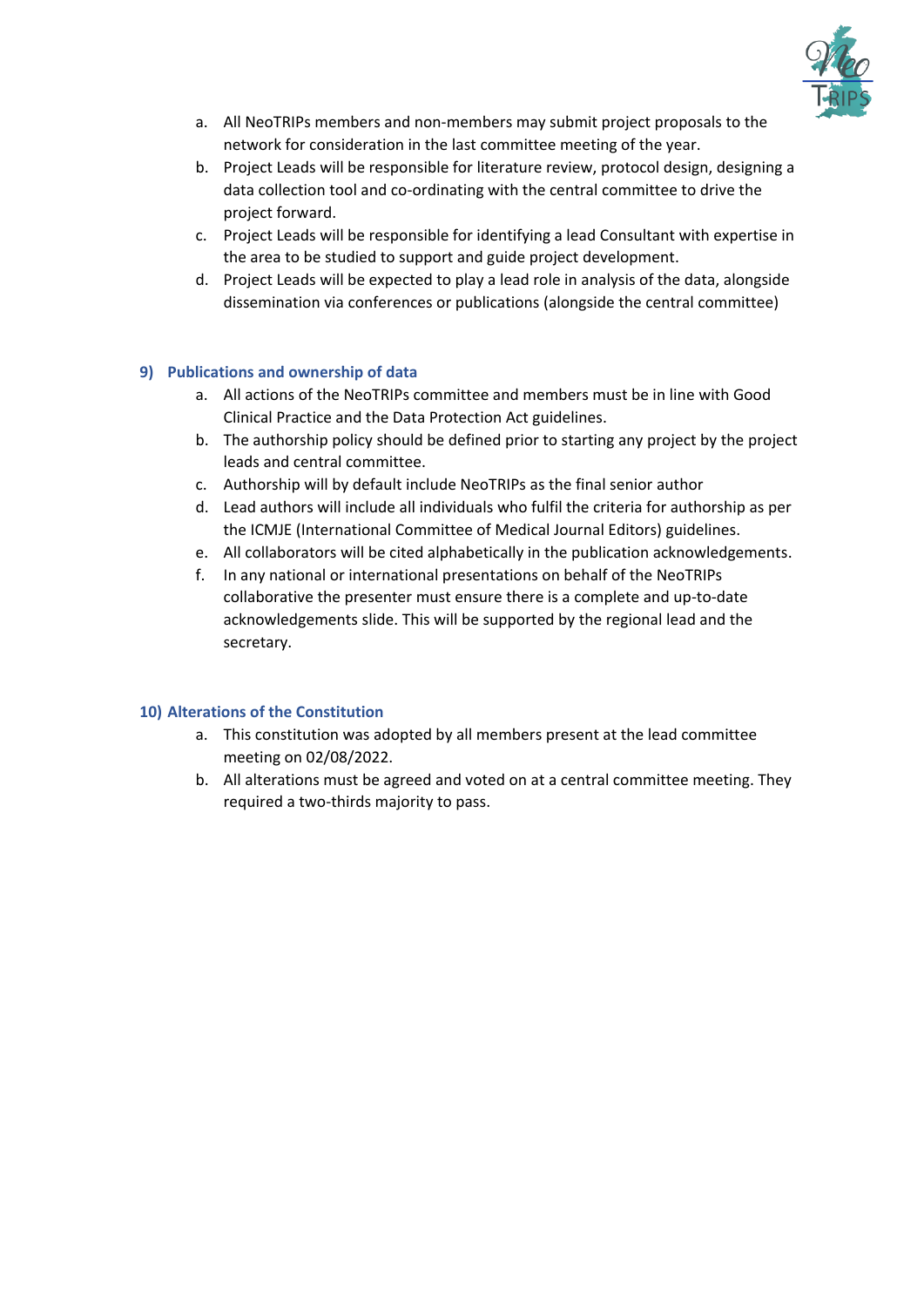a. All NeoTRIPs members and non-members may submit project proposals to the network for consideration in the last committee meeting of the year.
b. Project Leads will be responsible for literature review, protocol design, designing a data collection tool and co-ordinating with the central committee to drive the project forward.
c. Project Leads will be responsible for identifying a lead Consultant with expertise in the area to be studied to support and guide project development.
d. Project Leads will be expected to play a lead role in analysis of the data, alongside dissemination via conferences or publications (alongside the central committee)

## 9) Publications and ownership of data

a. All actions of the NeoTRIPs committee and members must be in line with Good Clinical Practice and the Data Protection Act guidelines.
b. The authorship policy should be defined prior to starting any project by the project leads and central committee.
c. Authorship will by default include NeoTRIPs as the final senior author
d. Lead authors will include all individuals who fulfil the criteria for authorship as per the ICMJE (International Committee of Medical Journal Editors) guidelines.
e. All collaborators will be cited alphabetically in the publication acknowledgements.
f. In any national or international presentations on behalf of the NeoTRIPs collaborative the presenter must ensure there is a complete and up-to-date acknowledgements slide. This will be supported by the regional lead and the secretary.

## 10) Alterations of the Constitution

a. This constitution was adopted by all members present at the lead committee meeting on 02/08/2022.
b. All alterations must be agreed and voted on at a central committee meeting. They required a two-thirds majority to pass.